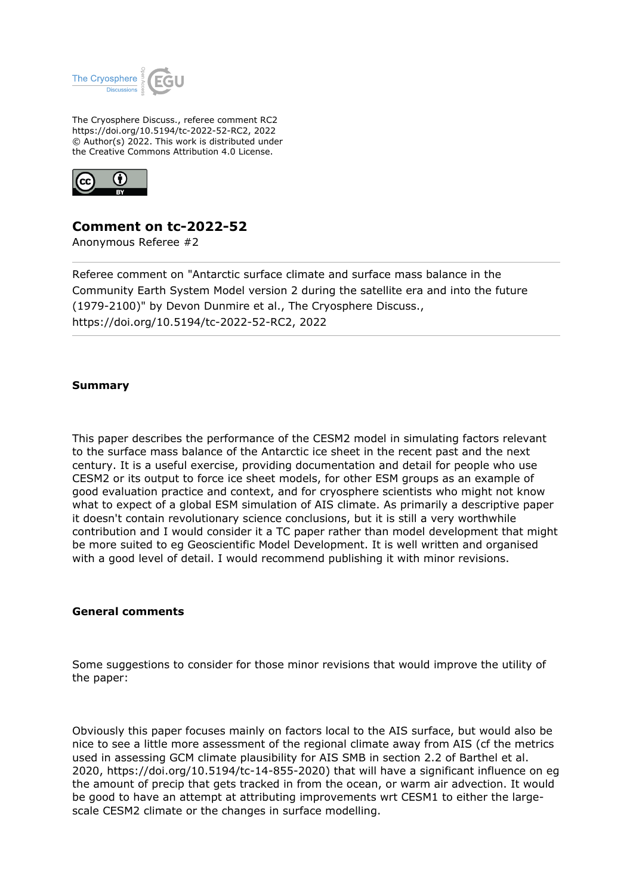The Cryosphere Discuss., referee comment RC2
https://doi.org/10.5194/tc-2022-52-RC2, 2022
© Author(s) 2022. This work is distributed under
the Creative Commons Attribution 4.0 License.

## Comment on tc-2022-52

Anonymous Referee #2

Referee comment on "Antarctic surface climate and surface mass balance in the Community Earth System Model version 2 during the satellite era and into the future (1979-2100)" by Devon Dunmire et al., The Cryosphere Discuss., https://doi.org/10.5194/tc-2022-52-RC2, 2022

### Summary

This paper describes the performance of the CESM2 model in simulating factors relevant to the surface mass balance of the Antarctic ice sheet in the recent past and the next century. It is a useful exercise, providing documentation and detail for people who use CESM2 or its output to force ice sheet models, for other ESM groups as an example of good evaluation practice and context, and for cryosphere scientists who might not know what to expect of a global ESM simulation of AIS climate. As primarily a descriptive paper it doesn't contain revolutionary science conclusions, but it is still a very worthwhile contribution and I would consider it a TC paper rather than model development that might be more suited to eg Geoscientific Model Development. It is well written and organised with a good level of detail. I would recommend publishing it with minor revisions.

### General comments

Some suggestions to consider for those minor revisions that would improve the utility of the paper:

Obviously this paper focuses mainly on factors local to the AIS surface, but would also be nice to see a little more assessment of the regional climate away from AIS (cf the metrics used in assessing GCM climate plausibility for AIS SMB in section 2.2 of Barthel et al. 2020, https://doi.org/10.5194/tc-14-855-2020) that will have a significant influence on eg the amount of precip that gets tracked in from the ocean, or warm air advection. It would be good to have an attempt at attributing improvements wrt CESM1 to either the large-scale CESM2 climate or the changes in surface modelling.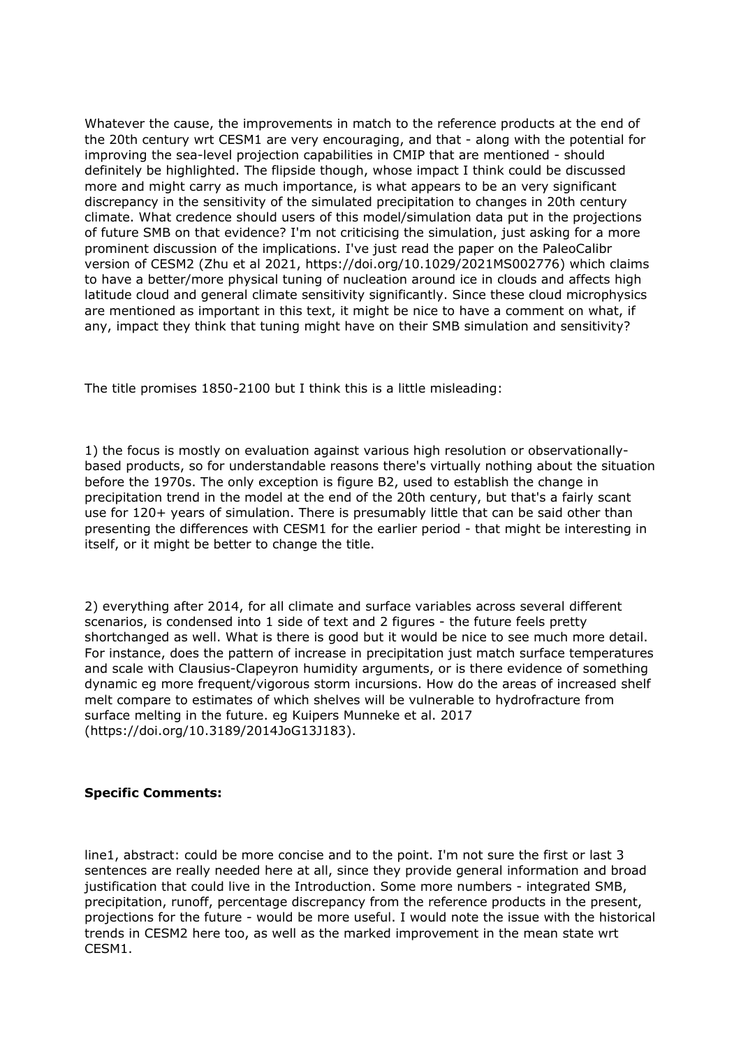Whatever the cause, the improvements in match to the reference products at the end of the 20th century wrt CESM1 are very encouraging, and that - along with the potential for improving the sea-level projection capabilities in CMIP that are mentioned - should definitely be highlighted. The flipside though, whose impact I think could be discussed more and might carry as much importance, is what appears to be an very significant discrepancy in the sensitivity of the simulated precipitation to changes in 20th century climate. What credence should users of this model/simulation data put in the projections of future SMB on that evidence? I'm not criticising the simulation, just asking for a more prominent discussion of the implications. I've just read the paper on the PaleoCalibr version of CESM2 (Zhu et al 2021, https://doi.org/10.1029/2021MS002776) which claims to have a better/more physical tuning of nucleation around ice in clouds and affects high latitude cloud and general climate sensitivity significantly. Since these cloud microphysics are mentioned as important in this text, it might be nice to have a comment on what, if any, impact they think that tuning might have on their SMB simulation and sensitivity?

The title promises 1850-2100 but I think this is a little misleading:

1) the focus is mostly on evaluation against various high resolution or observationally-based products, so for understandable reasons there's virtually nothing about the situation before the 1970s. The only exception is figure B2, used to establish the change in precipitation trend in the model at the end of the 20th century, but that's a fairly scant use for 120+ years of simulation. There is presumably little that can be said other than presenting the differences with CESM1 for the earlier period - that might be interesting in itself, or it might be better to change the title.

2) everything after 2014, for all climate and surface variables across several different scenarios, is condensed into 1 side of text and 2 figures - the future feels pretty shortchanged as well. What is there is good but it would be nice to see much more detail. For instance, does the pattern of increase in precipitation just match surface temperatures and scale with Clausius-Clapeyron humidity arguments, or is there evidence of something dynamic eg more frequent/vigorous storm incursions. How do the areas of increased shelf melt compare to estimates of which shelves will be vulnerable to hydrofracture from surface melting in the future. eg Kuipers Munneke et al. 2017 (https://doi.org/10.3189/2014JoG13J183).

**Specific Comments:**

line1, abstract: could be more concise and to the point. I'm not sure the first or last 3 sentences are really needed here at all, since they provide general information and broad justification that could live in the Introduction. Some more numbers - integrated SMB, precipitation, runoff, percentage discrepancy from the reference products in the present, projections for the future - would be more useful. I would note the issue with the historical trends in CESM2 here too, as well as the marked improvement in the mean state wrt CESM1.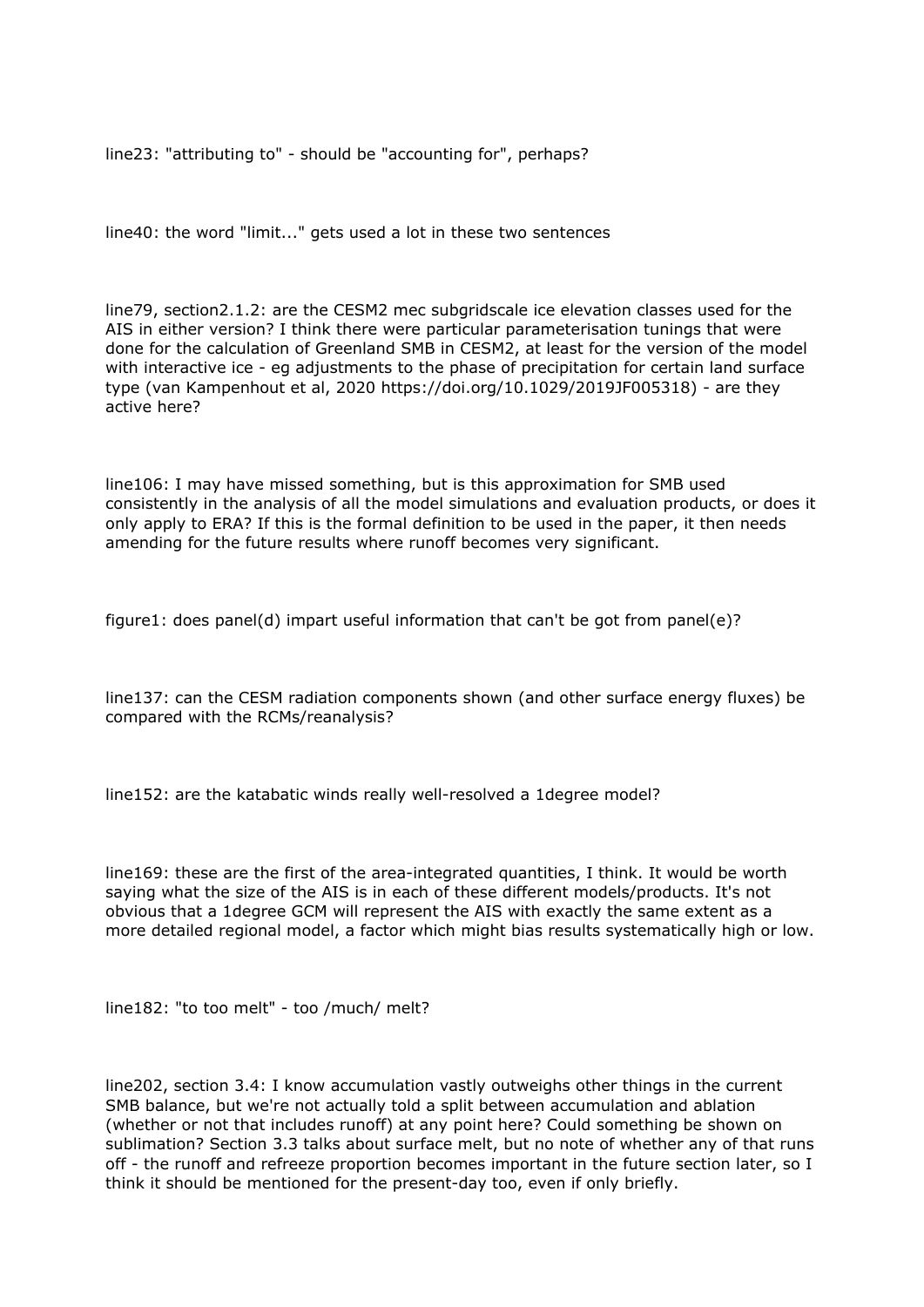line23: "attributing to" - should be "accounting for", perhaps?

line40: the word "limit..." gets used a lot in these two sentences

line79, section2.1.2: are the CESM2 mec subgridscale ice elevation classes used for the AIS in either version? I think there were particular parameterisation tunings that were done for the calculation of Greenland SMB in CESM2, at least for the version of the model with interactive ice - eg adjustments to the phase of precipitation for certain land surface type (van Kampenhout et al, 2020 https://doi.org/10.1029/2019JF005318) - are they active here?

line106: I may have missed something, but is this approximation for SMB used consistently in the analysis of all the model simulations and evaluation products, or does it only apply to ERA? If this is the formal definition to be used in the paper, it then needs amending for the future results where runoff becomes very significant.

figure1: does panel(d) impart useful information that can't be got from panel(e)?

line137: can the CESM radiation components shown (and other surface energy fluxes) be compared with the RCMs/reanalysis?

line152: are the katabatic winds really well-resolved a 1degree model?

line169: these are the first of the area-integrated quantities, I think. It would be worth saying what the size of the AIS is in each of these different models/products. It's not obvious that a 1degree GCM will represent the AIS with exactly the same extent as a more detailed regional model, a factor which might bias results systematically high or low.

line182: "to too melt" - too /much/ melt?

line202, section 3.4: I know accumulation vastly outweighs other things in the current SMB balance, but we're not actually told a split between accumulation and ablation (whether or not that includes runoff) at any point here? Could something be shown on sublimation? Section 3.3 talks about surface melt, but no note of whether any of that runs off - the runoff and refreeze proportion becomes important in the future section later, so I think it should be mentioned for the present-day too, even if only briefly.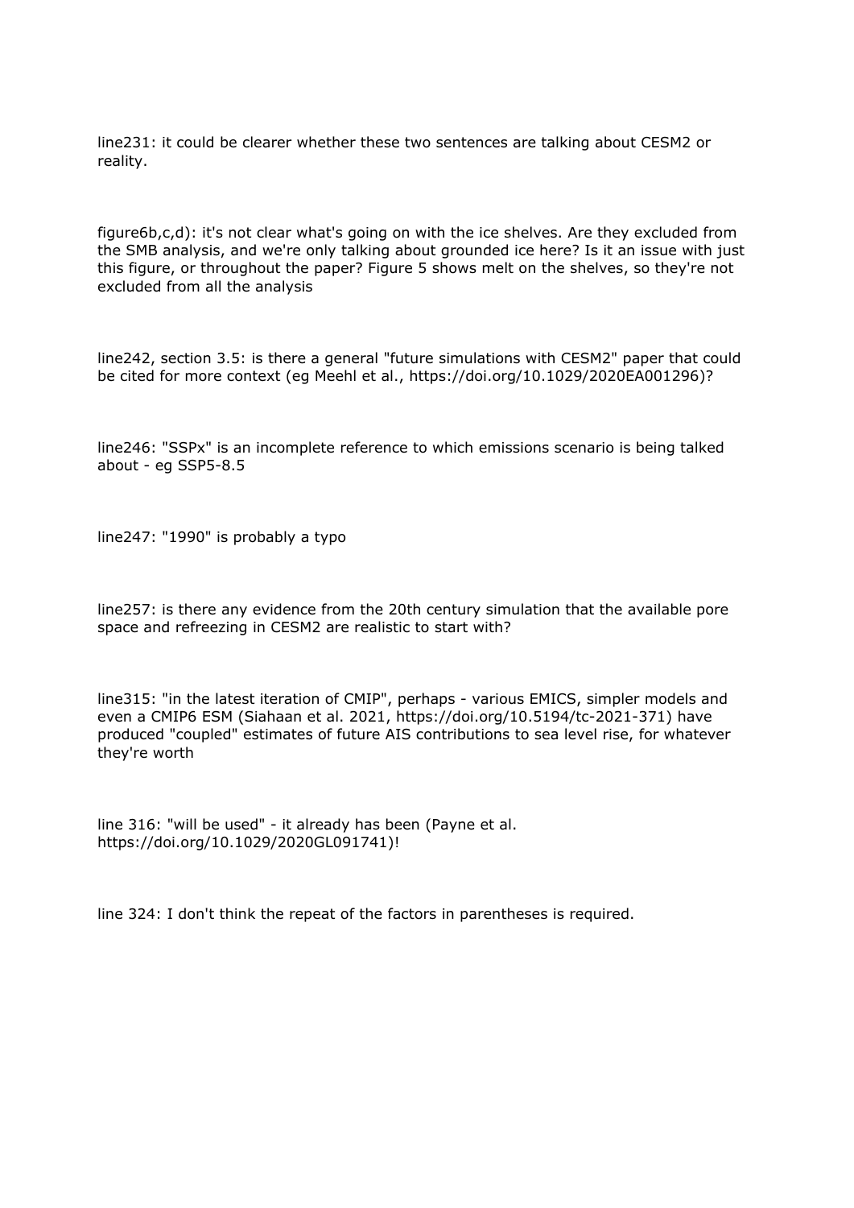line231: it could be clearer whether these two sentences are talking about CESM2 or reality.

figure6b,c,d): it's not clear what's going on with the ice shelves. Are they excluded from the SMB analysis, and we're only talking about grounded ice here? Is it an issue with just this figure, or throughout the paper? Figure 5 shows melt on the shelves, so they're not excluded from all the analysis

line242, section 3.5: is there a general "future simulations with CESM2" paper that could be cited for more context (eg Meehl et al., https://doi.org/10.1029/2020EA001296)?

line246: "SSPx" is an incomplete reference to which emissions scenario is being talked about - eg SSP5-8.5

line247: "1990" is probably a typo

line257: is there any evidence from the 20th century simulation that the available pore space and refreezing in CESM2 are realistic to start with?

line315: "in the latest iteration of CMIP", perhaps - various EMICS, simpler models and even a CMIP6 ESM (Siahaan et al. 2021, https://doi.org/10.5194/tc-2021-371) have produced "coupled" estimates of future AIS contributions to sea level rise, for whatever they're worth

line 316: "will be used" - it already has been (Payne et al. https://doi.org/10.1029/2020GL091741)!

line 324: I don't think the repeat of the factors in parentheses is required.